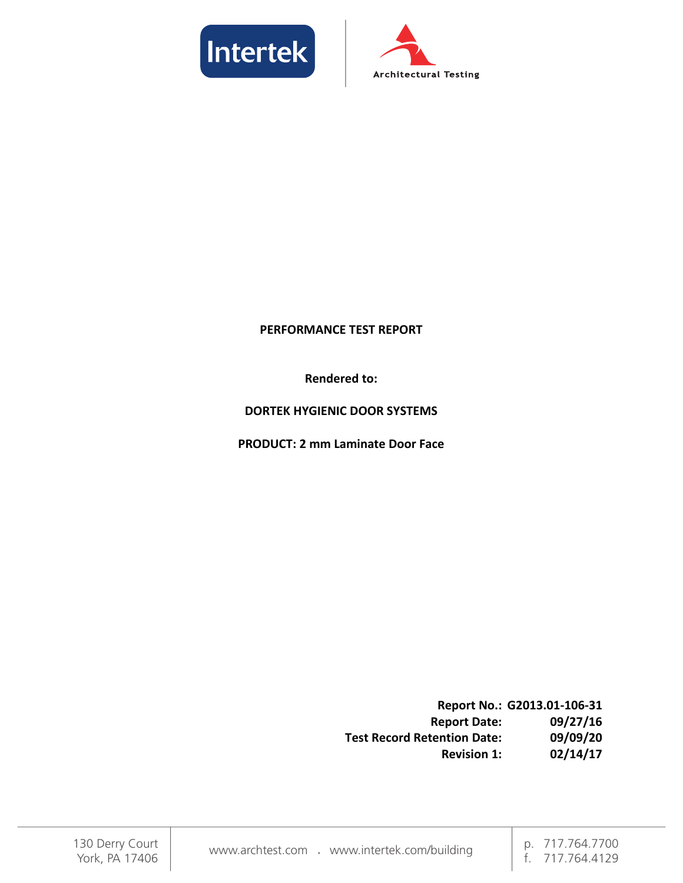Intertek

Architectural Testing

**PERFORMANCE TEST REPORT**

**Rendered to:**

**DORTEK HYGIENIC DOOR SYSTEMS**

**PRODUCT: 2 mm Laminate Door Face**

| | |
|---|---|
| **Report No.:** | **G2013.01-106-31** |
| **Report Date:** | **09/27/16** |
| **Test Record Retention Date:** | **09/09/20** |
| **Revision 1:** | **02/14/17** |

130 Derry Court
York, PA 17406

www.archtest.com . www.intertek.com/building

p. 717.764.7700
f. 717.764.4129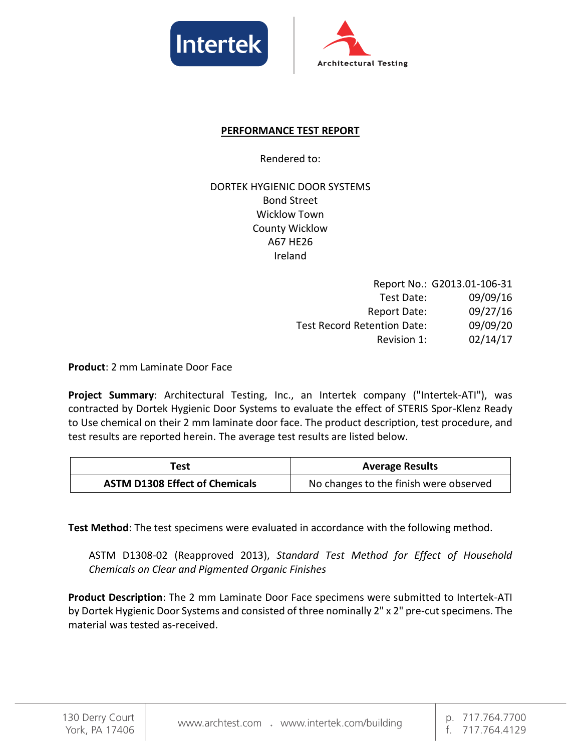## PERFORMANCE TEST REPORT

Rendered to:

DORTEK HYGIENIC DOOR SYSTEMS
Bond Street
Wicklow Town
County Wicklow
A67 HE26
Ireland

| | |
|---|---|
| Report No.: | G2013.01-106-31 |
| Test Date: | 09/09/16 |
| Report Date: | 09/27/16 |
| Test Record Retention Date: | 09/09/20 |
| Revision 1: | 02/14/17 |

**Product**: 2 mm Laminate Door Face

**Project Summary**: Architectural Testing, Inc., an Intertek company ("Intertek-ATI"), was contracted by Dortek Hygienic Door Systems to evaluate the effect of STERIS Spor-Klenz Ready to Use chemical on their 2 mm laminate door face. The product description, test procedure, and test results are reported herein. The average test results are listed below.

| Test | Average Results |
|---|---|
| **ASTM D1308 Effect of Chemicals** | No changes to the finish were observed |

**Test Method**: The test specimens were evaluated in accordance with the following method.

ASTM D1308-02 (Reapproved 2013), *Standard Test Method for Effect of Household Chemicals on Clear and Pigmented Organic Finishes*

**Product Description**: The 2 mm Laminate Door Face specimens were submitted to Intertek-ATI by Dortek Hygienic Door Systems and consisted of three nominally 2" x 2" pre-cut specimens. The material was tested as-received.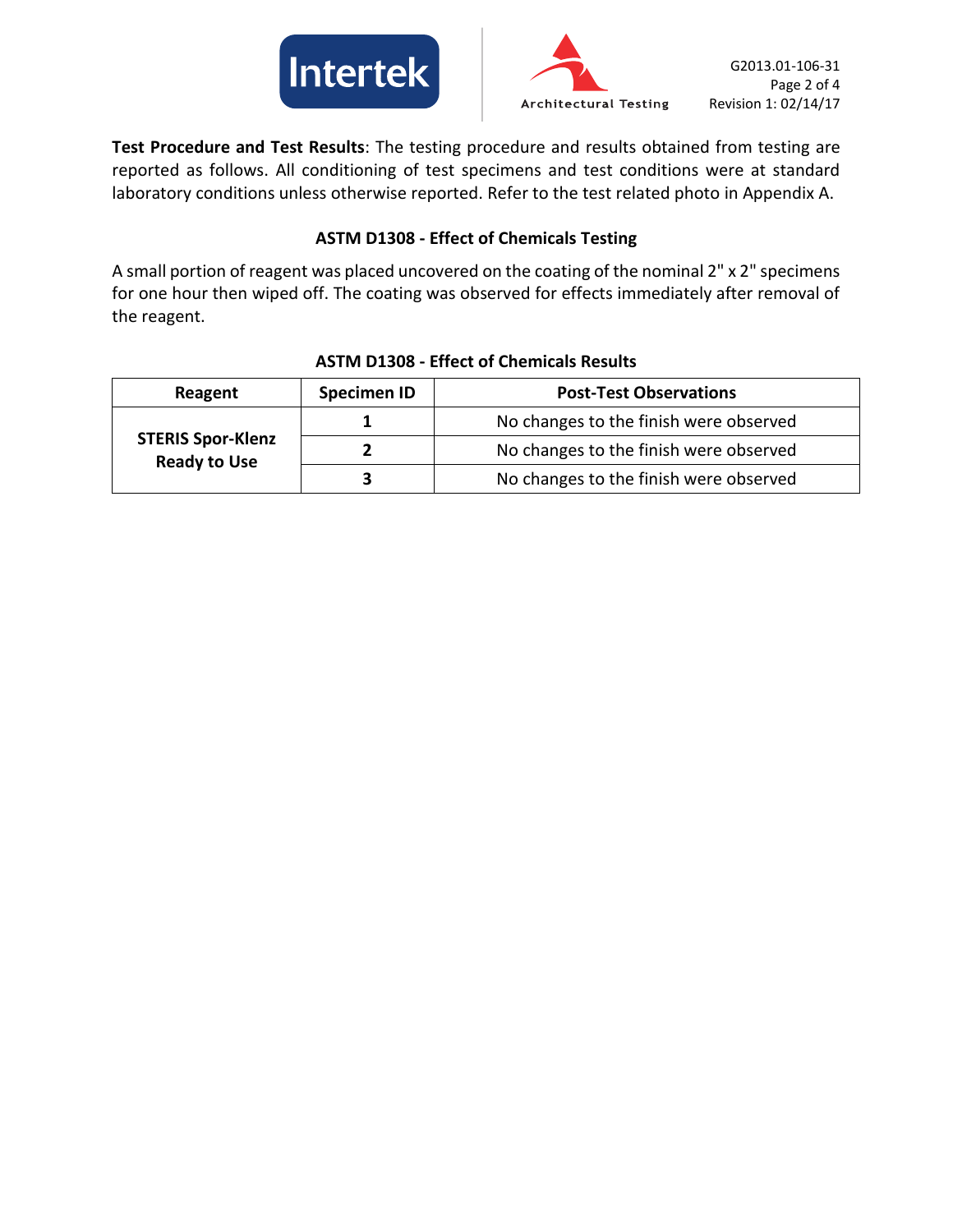**Test Procedure and Test Results**: The testing procedure and results obtained from testing are reported as follows. All conditioning of test specimens and test conditions were at standard laboratory conditions unless otherwise reported. Refer to the test related photo in Appendix A.

## ASTM D1308 - Effect of Chemicals Testing

A small portion of reagent was placed uncovered on the coating of the nominal 2" x 2" specimens for one hour then wiped off. The coating was observed for effects immediately after removal of the reagent.

**ASTM D1308 - Effect of Chemicals Results**

| Reagent | Specimen ID | Post-Test Observations |
|---|---|---|
| **STERIS Spor-Klenz Ready to Use** | **1** | No changes to the finish were observed |
| | **2** | No changes to the finish were observed |
| | **3** | No changes to the finish were observed |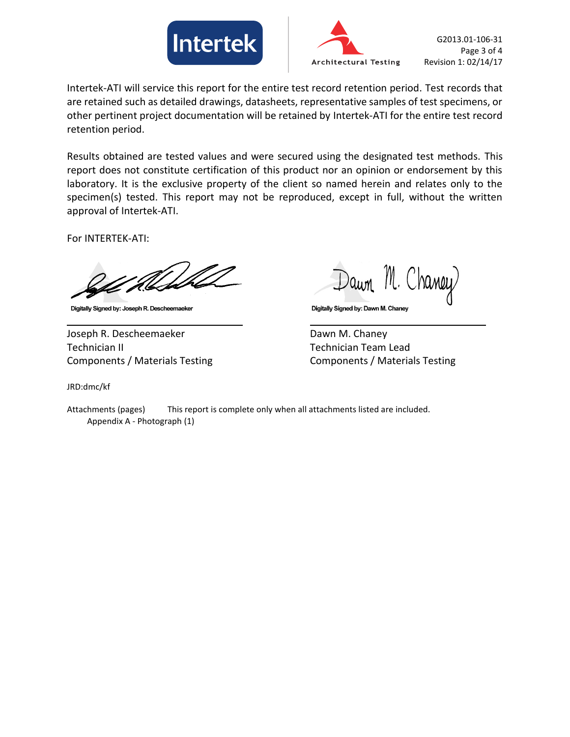Intertek-ATI will service this report for the entire test record retention period. Test records that are retained such as detailed drawings, datasheets, representative samples of test specimens, or other pertinent project documentation will be retained by Intertek-ATI for the entire test record retention period.

Results obtained are tested values and were secured using the designated test methods. This report does not constitute certification of this product nor an opinion or endorsement by this laboratory. It is the exclusive property of the client so named herein and relates only to the specimen(s) tested. This report may not be reproduced, except in full, without the written approval of Intertek-ATI.

For INTERTEK-ATI:

Digitally Signed by: Joseph R. Descheemaeker

Joseph R. Descheemaeker
Technician II
Components / Materials Testing

Digitally Signed by: Dawn M. Chaney

Dawn M. Chaney
Technician Team Lead
Components / Materials Testing

JRD:dmc/kf

Attachments (pages) This report is complete only when all attachments listed are included.
Appendix A - Photograph (1)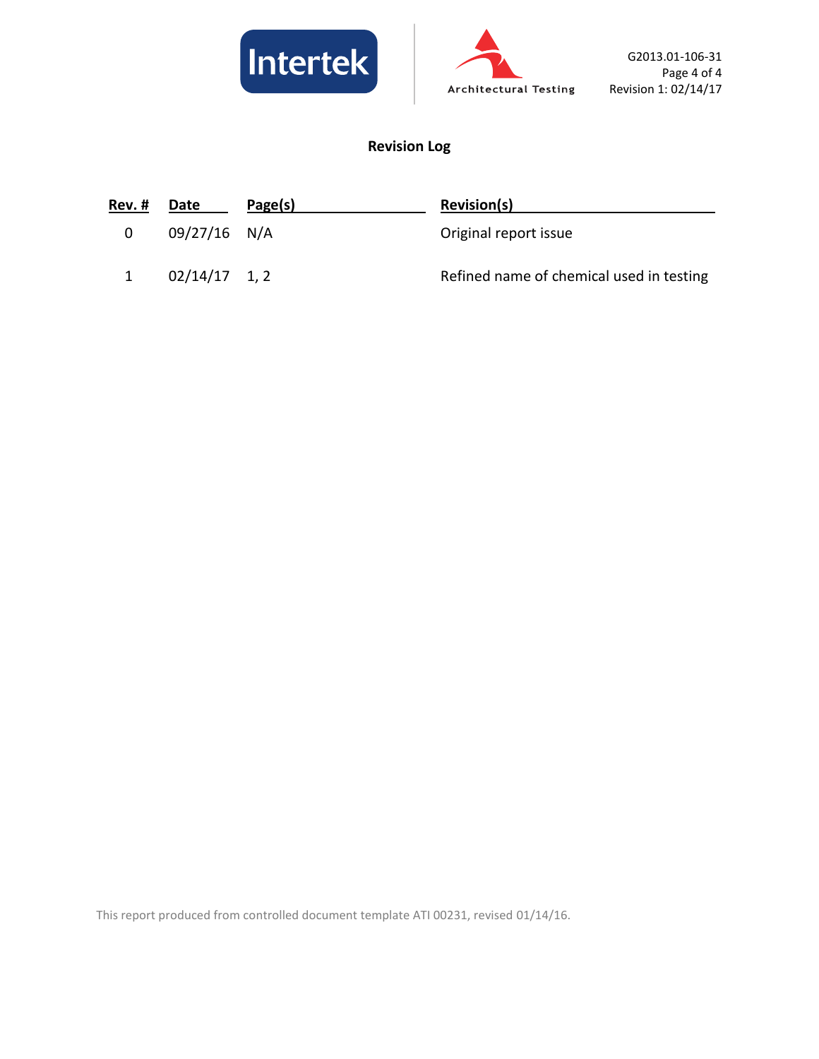## Revision Log

| Rev. # | Date | Page(s) | Revision(s) |
|---|---|---|---|
| 0 | 09/27/16 | N/A | Original report issue |
| 1 | 02/14/17 | 1, 2 | Refined name of chemical used in testing |

This report produced from controlled document template ATI 00231, revised 01/14/16.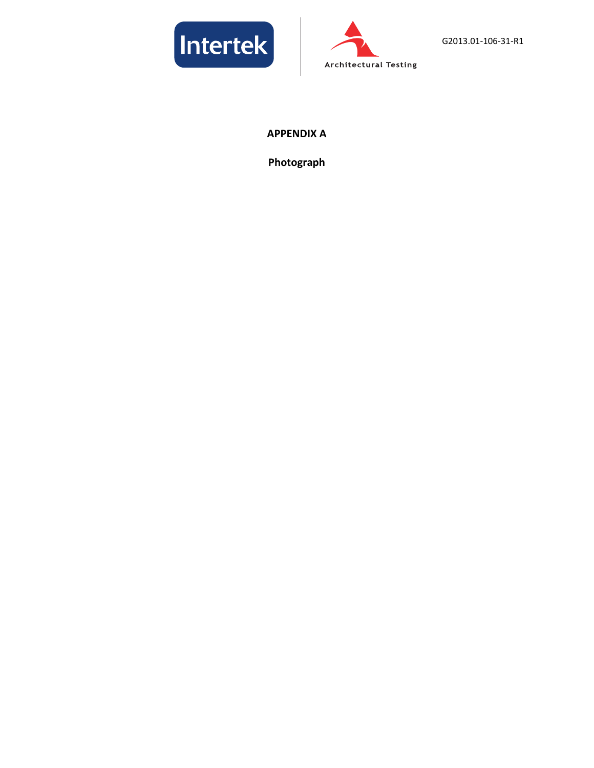# APPENDIX A

## Photograph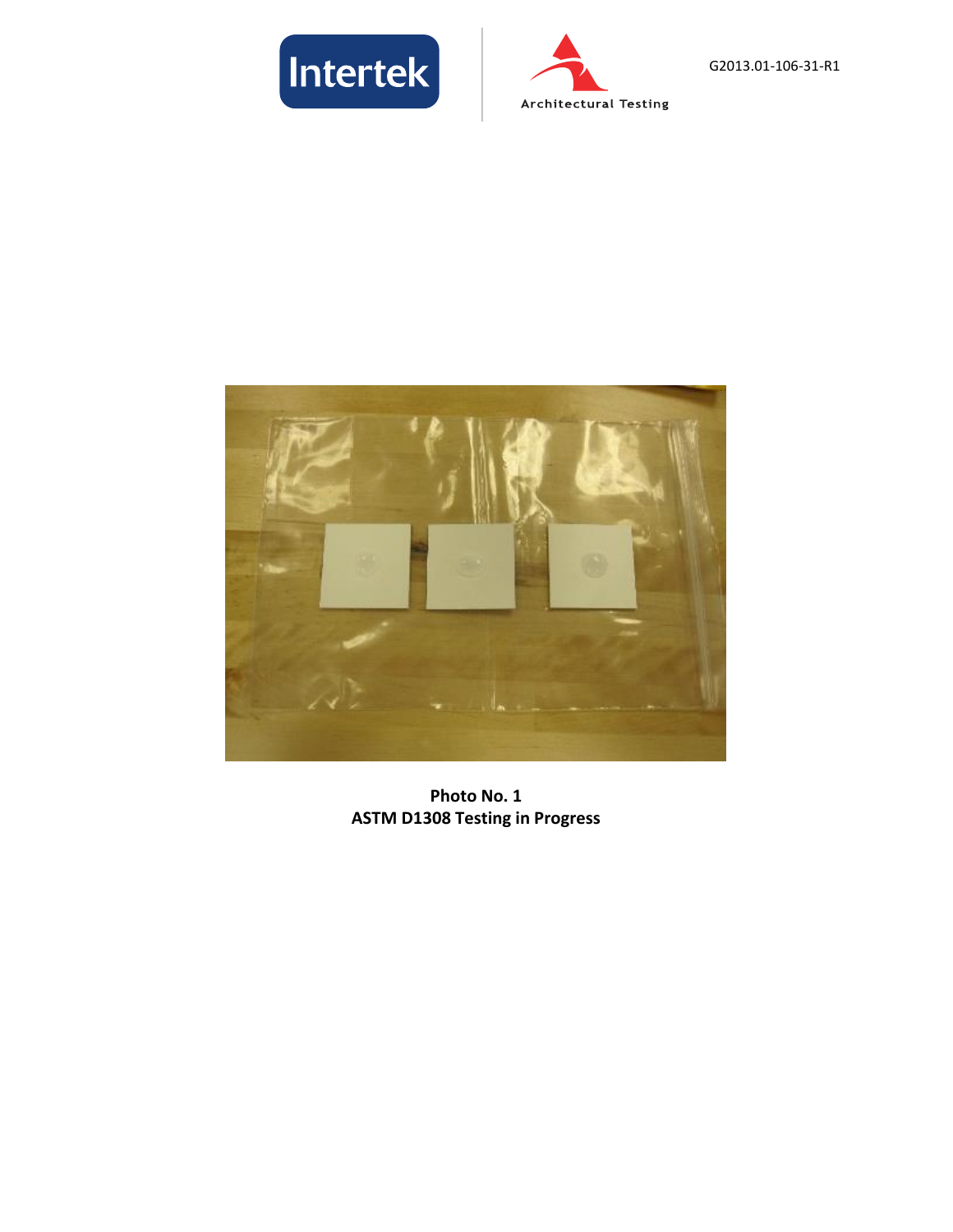**Photo No. 1**
**ASTM D1308 Testing in Progress**